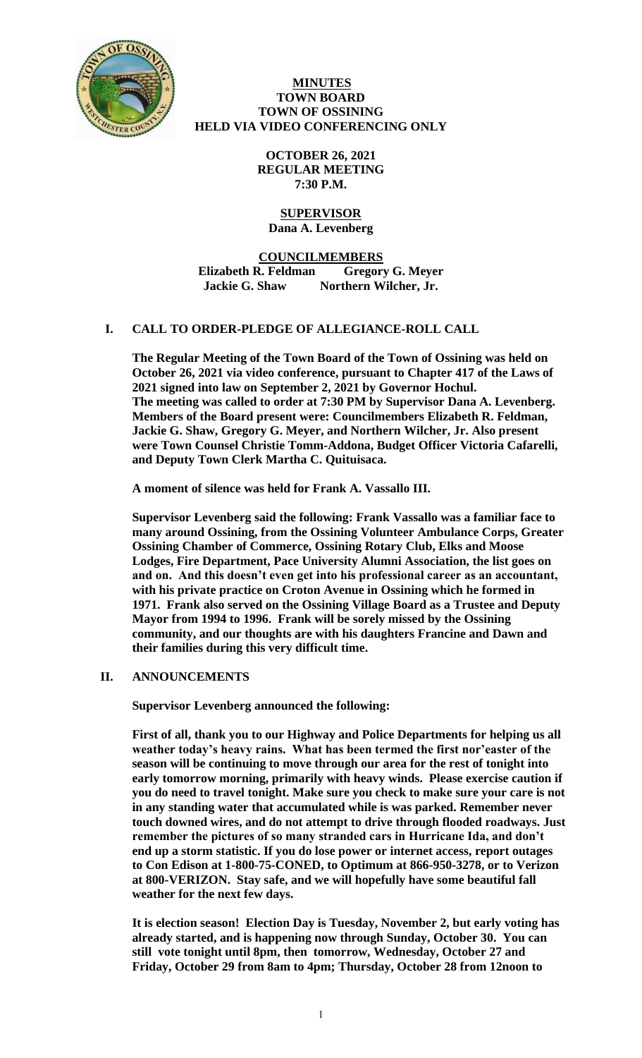**MINUTES**
**TOWN BOARD**
**TOWN OF OSSINING**
**HELD VIA VIDEO CONFERENCING ONLY**

**OCTOBER 26, 2021**
**REGULAR MEETING**
**7:30 P.M.**

**SUPERVISOR**
**Dana A. Levenberg**

**COUNCILMEMBERS**
**Elizabeth R. Feldman  Gregory G. Meyer**
**Jackie G. Shaw  Northern Wilcher, Jr.**

## I. CALL TO ORDER-PLEDGE OF ALLEGIANCE-ROLL CALL

**The Regular Meeting of the Town Board of the Town of Ossining was held on October 26, 2021 via video conference, pursuant to Chapter 417 of the Laws of 2021 signed into law on September 2, 2021 by Governor Hochul. The meeting was called to order at 7:30 PM by Supervisor Dana A. Levenberg. Members of the Board present were: Councilmembers Elizabeth R. Feldman, Jackie G. Shaw, Gregory G. Meyer, and Northern Wilcher, Jr. Also present were Town Counsel Christie Tomm-Addona, Budget Officer Victoria Cafarelli, and Deputy Town Clerk Martha C. Quituisaca.**

**A moment of silence was held for Frank A. Vassallo III.**

**Supervisor Levenberg said the following: Frank Vassallo was a familiar face to many around Ossining, from the Ossining Volunteer Ambulance Corps, Greater Ossining Chamber of Commerce, Ossining Rotary Club, Elks and Moose Lodges, Fire Department, Pace University Alumni Association, the list goes on and on. And this doesn't even get into his professional career as an accountant, with his private practice on Croton Avenue in Ossining which he formed in 1971. Frank also served on the Ossining Village Board as a Trustee and Deputy Mayor from 1994 to 1996. Frank will be sorely missed by the Ossining community, and our thoughts are with his daughters Francine and Dawn and their families during this very difficult time.**

## II. ANNOUNCEMENTS

**Supervisor Levenberg announced the following:**

**First of all, thank you to our Highway and Police Departments for helping us all weather today's heavy rains. What has been termed the first nor'easter of the season will be continuing to move through our area for the rest of tonight into early tomorrow morning, primarily with heavy winds. Please exercise caution if you do need to travel tonight. Make sure you check to make sure your care is not in any standing water that accumulated while is was parked. Remember never touch downed wires, and do not attempt to drive through flooded roadways. Just remember the pictures of so many stranded cars in Hurricane Ida, and don't end up a storm statistic. If you do lose power or internet access, report outages to Con Edison at 1-800-75-CONED, to Optimum at 866-950-3278, or to Verizon at 800-VERIZON. Stay safe, and we will hopefully have some beautiful fall weather for the next few days.**

**It is election season! Election Day is Tuesday, November 2, but early voting has already started, and is happening now through Sunday, October 30. You can still vote tonight until 8pm, then tomorrow, Wednesday, October 27 and Friday, October 29 from 8am to 4pm; Thursday, October 28 from 12noon to**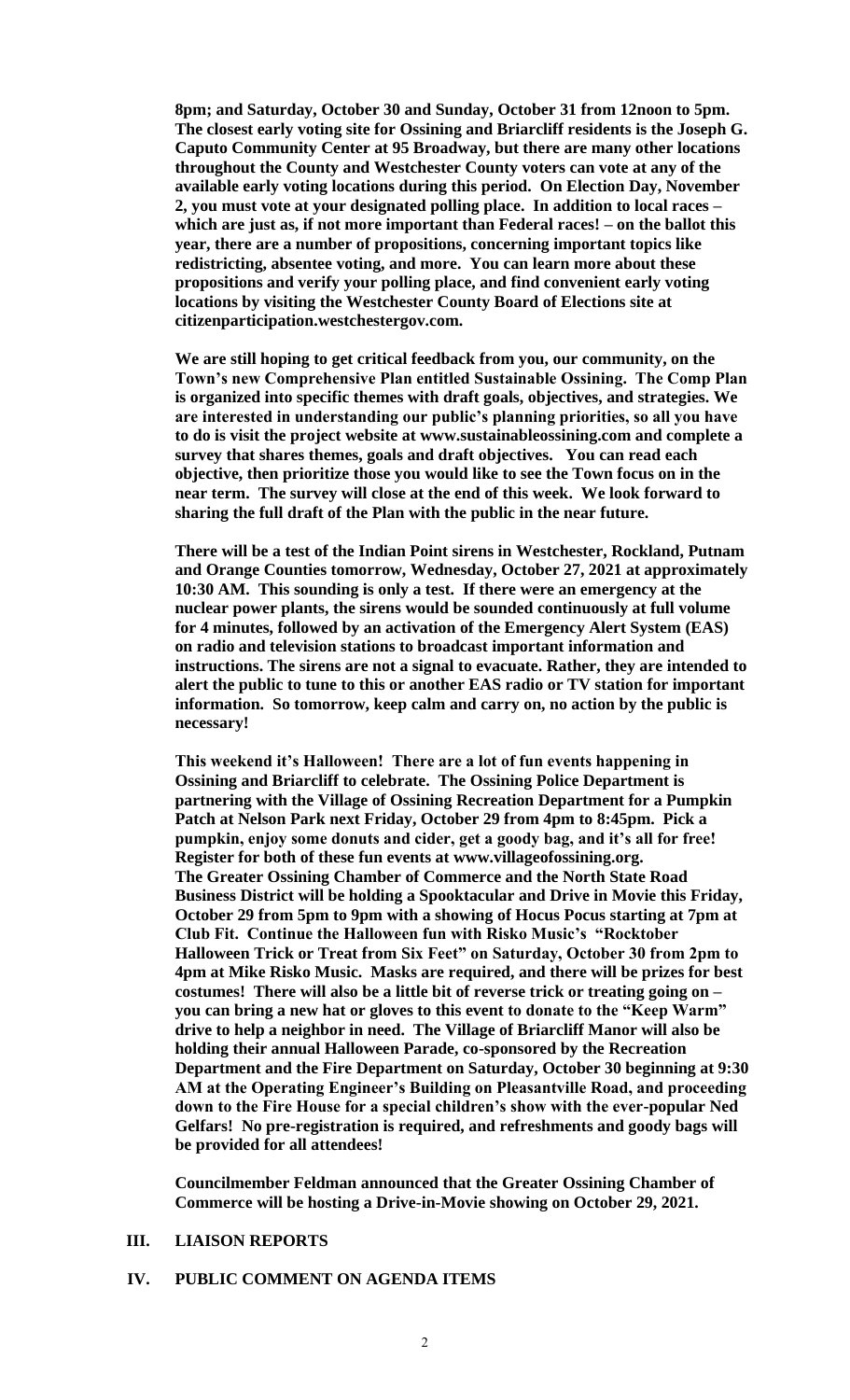**8pm; and Saturday, October 30 and Sunday, October 31 from 12noon to 5pm. The closest early voting site for Ossining and Briarcliff residents is the Joseph G. Caputo Community Center at 95 Broadway, but there are many other locations throughout the County and Westchester County voters can vote at any of the available early voting locations during this period. On Election Day, November 2, you must vote at your designated polling place. In addition to local races – which are just as, if not more important than Federal races! – on the ballot this year, there are a number of propositions, concerning important topics like redistricting, absentee voting, and more. You can learn more about these propositions and verify your polling place, and find convenient early voting locations by visiting the Westchester County Board of Elections site at citizenparticipation.westchestergov.com.**

**We are still hoping to get critical feedback from you, our community, on the Town's new Comprehensive Plan entitled Sustainable Ossining. The Comp Plan is organized into specific themes with draft goals, objectives, and strategies. We are interested in understanding our public's planning priorities, so all you have to do is visit the project website at www.sustainableossining.com and complete a survey that shares themes, goals and draft objectives. You can read each objective, then prioritize those you would like to see the Town focus on in the near term. The survey will close at the end of this week. We look forward to sharing the full draft of the Plan with the public in the near future.**

**There will be a test of the Indian Point sirens in Westchester, Rockland, Putnam and Orange Counties tomorrow, Wednesday, October 27, 2021 at approximately 10:30 AM. This sounding is only a test. If there were an emergency at the nuclear power plants, the sirens would be sounded continuously at full volume for 4 minutes, followed by an activation of the Emergency Alert System (EAS) on radio and television stations to broadcast important information and instructions. The sirens are not a signal to evacuate. Rather, they are intended to alert the public to tune to this or another EAS radio or TV station for important information. So tomorrow, keep calm and carry on, no action by the public is necessary!**

**This weekend it's Halloween! There are a lot of fun events happening in Ossining and Briarcliff to celebrate. The Ossining Police Department is partnering with the Village of Ossining Recreation Department for a Pumpkin Patch at Nelson Park next Friday, October 29 from 4pm to 8:45pm. Pick a pumpkin, enjoy some donuts and cider, get a goody bag, and it's all for free! Register for both of these fun events at www.villageofossining.org. The Greater Ossining Chamber of Commerce and the North State Road Business District will be holding a Spooktacular and Drive in Movie this Friday, October 29 from 5pm to 9pm with a showing of Hocus Pocus starting at 7pm at Club Fit. Continue the Halloween fun with Risko Music's "Rocktober Halloween Trick or Treat from Six Feet" on Saturday, October 30 from 2pm to 4pm at Mike Risko Music. Masks are required, and there will be prizes for best costumes! There will also be a little bit of reverse trick or treating going on – you can bring a new hat or gloves to this event to donate to the "Keep Warm" drive to help a neighbor in need. The Village of Briarcliff Manor will also be holding their annual Halloween Parade, co-sponsored by the Recreation Department and the Fire Department on Saturday, October 30 beginning at 9:30 AM at the Operating Engineer's Building on Pleasantville Road, and proceeding down to the Fire House for a special children's show with the ever-popular Ned Gelfars! No pre-registration is required, and refreshments and goody bags will be provided for all attendees!**

**Councilmember Feldman announced that the Greater Ossining Chamber of Commerce will be hosting a Drive-in-Movie showing on October 29, 2021.**

## III. LIAISON REPORTS

## IV. PUBLIC COMMENT ON AGENDA ITEMS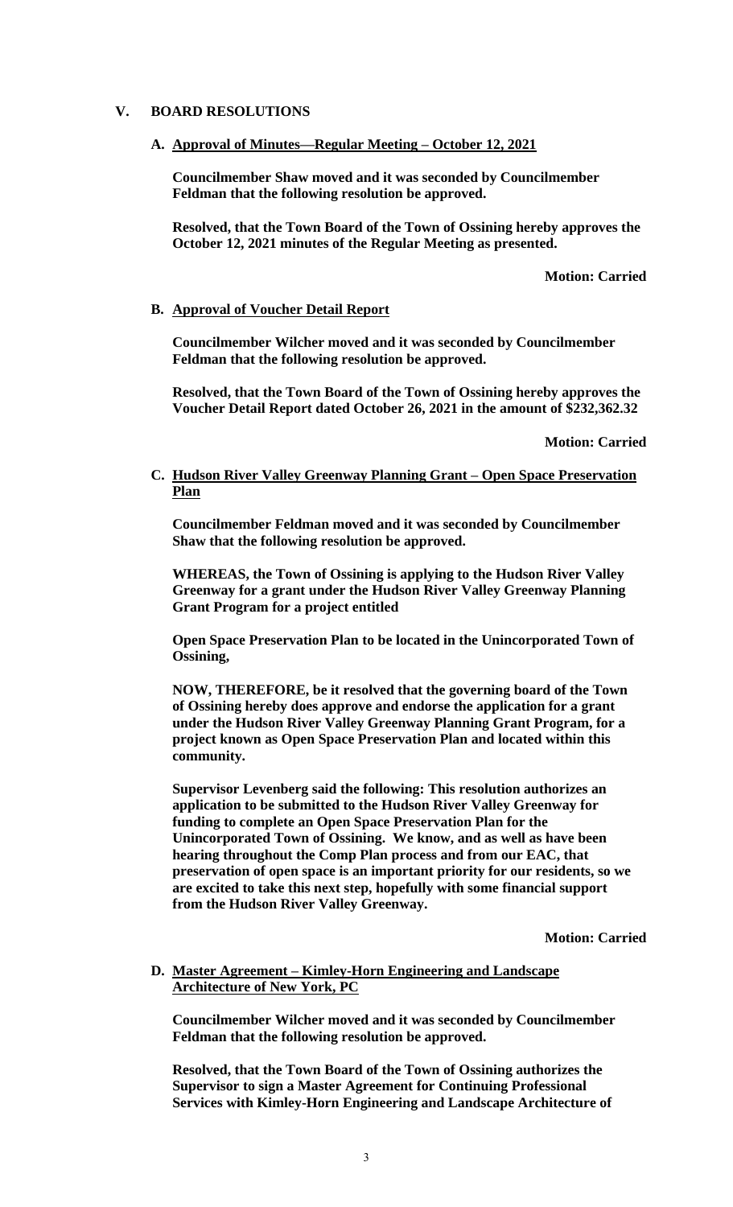## V. BOARD RESOLUTIONS

### A. Approval of Minutes—Regular Meeting – October 12, 2021

**Councilmember Shaw moved and it was seconded by Councilmember Feldman that the following resolution be approved.**

**Resolved, that the Town Board of the Town of Ossining hereby approves the October 12, 2021 minutes of the Regular Meeting as presented.**

**Motion: Carried**

### B. Approval of Voucher Detail Report

**Councilmember Wilcher moved and it was seconded by Councilmember Feldman that the following resolution be approved.**

**Resolved, that the Town Board of the Town of Ossining hereby approves the Voucher Detail Report dated October 26, 2021 in the amount of $232,362.32**

**Motion: Carried**

### C. Hudson River Valley Greenway Planning Grant – Open Space Preservation Plan

**Councilmember Feldman moved and it was seconded by Councilmember Shaw that the following resolution be approved.**

**WHEREAS, the Town of Ossining is applying to the Hudson River Valley Greenway for a grant under the Hudson River Valley Greenway Planning Grant Program for a project entitled**

**Open Space Preservation Plan to be located in the Unincorporated Town of Ossining,**

**NOW, THEREFORE, be it resolved that the governing board of the Town of Ossining hereby does approve and endorse the application for a grant under the Hudson River Valley Greenway Planning Grant Program, for a project known as Open Space Preservation Plan and located within this community.**

**Supervisor Levenberg said the following: This resolution authorizes an application to be submitted to the Hudson River Valley Greenway for funding to complete an Open Space Preservation Plan for the Unincorporated Town of Ossining. We know, and as well as have been hearing throughout the Comp Plan process and from our EAC, that preservation of open space is an important priority for our residents, so we are excited to take this next step, hopefully with some financial support from the Hudson River Valley Greenway.**

**Motion: Carried**

### D. Master Agreement – Kimley-Horn Engineering and Landscape Architecture of New York, PC

**Councilmember Wilcher moved and it was seconded by Councilmember Feldman that the following resolution be approved.**

**Resolved, that the Town Board of the Town of Ossining authorizes the Supervisor to sign a Master Agreement for Continuing Professional Services with Kimley-Horn Engineering and Landscape Architecture of**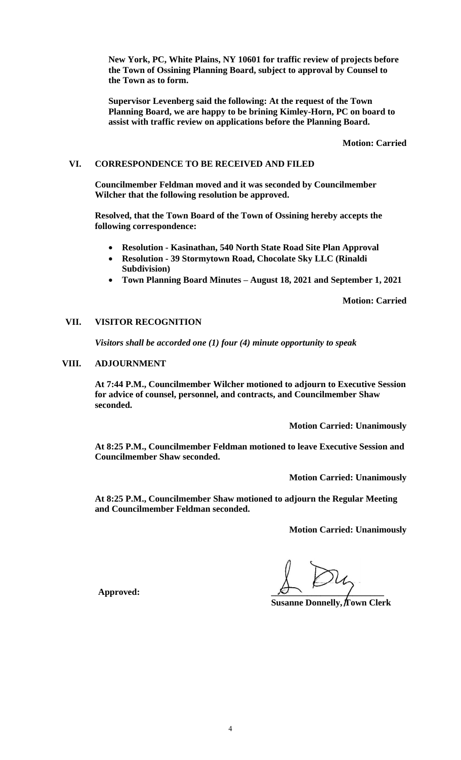**New York, PC, White Plains, NY 10601 for traffic review of projects before the Town of Ossining Planning Board, subject to approval by Counsel to the Town as to form.**

**Supervisor Levenberg said the following: At the request of the Town Planning Board, we are happy to be brining Kimley-Horn, PC on board to assist with traffic review on applications before the Planning Board.**

**Motion: Carried**

## VI. CORRESPONDENCE TO BE RECEIVED AND FILED

**Councilmember Feldman moved and it was seconded by Councilmember Wilcher that the following resolution be approved.**

**Resolved, that the Town Board of the Town of Ossining hereby accepts the following correspondence:**

- **Resolution - Kasinathan, 540 North State Road Site Plan Approval**
- **Resolution - 39 Stormytown Road, Chocolate Sky LLC (Rinaldi Subdivision)**
- **Town Planning Board Minutes – August 18, 2021 and September 1, 2021**

**Motion: Carried**

## VII. VISITOR RECOGNITION

***Visitors shall be accorded one (1) four (4) minute opportunity to speak***

## VIII. ADJOURNMENT

**At 7:44 P.M., Councilmember Wilcher motioned to adjourn to Executive Session for advice of counsel, personnel, and contracts, and Councilmember Shaw seconded.**

**Motion Carried: Unanimously**

**At 8:25 P.M., Councilmember Feldman motioned to leave Executive Session and Councilmember Shaw seconded.**

**Motion Carried: Unanimously**

**At 8:25 P.M., Councilmember Shaw motioned to adjourn the Regular Meeting and Councilmember Feldman seconded.**

**Motion Carried: Unanimously**

**Approved:**

**Susanne Donnelly, Town Clerk**